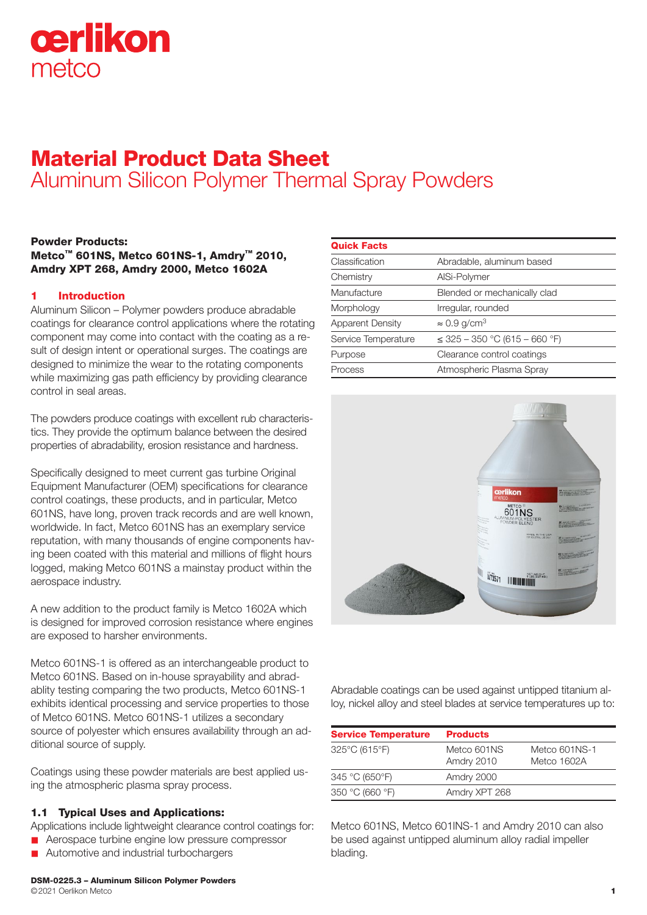# Material Product Data Sheet
## Aluminum Silicon Polymer Thermal Spray Powders

**Powder Products:**
**Metco™ 601NS, Metco 601NS-1, Amdry™ 2010, Amdry XPT 268, Amdry 2000, Metco 1602A**

| Quick Facts | |
|---|---|
| Classification | Abradable, aluminum based |
| Chemistry | AlSi-Polymer |
| Manufacture | Blended or mechanically clad |
| Morphology | Irregular, rounded |
| Apparent Density | ≈ 0.9 g/cm³ |
| Service Temperature | ≤ 325 – 350 °C (615 – 660 °F) |
| Purpose | Clearance control coatings |
| Process | Atmospheric Plasma Spray |

## 1 Introduction

Aluminum Silicon – Polymer powders produce abradable coatings for clearance control applications where the rotating component may come into contact with the coating as a result of design intent or operational surges. The coatings are designed to minimize the wear to the rotating components while maximizing gas path efficiency by providing clearance control in seal areas.

The powders produce coatings with excellent rub characteristics. They provide the optimum balance between the desired properties of abradability, erosion resistance and hardness.

Specifically designed to meet current gas turbine Original Equipment Manufacturer (OEM) specifications for clearance control coatings, these products, and in particular, Metco 601NS, have long, proven track records and are well known, worldwide. In fact, Metco 601NS has an exemplary service reputation, with many thousands of engine components having been coated with this material and millions of flight hours logged, making Metco 601NS a mainstay product within the aerospace industry.

A new addition to the product family is Metco 1602A which is designed for improved corrosion resistance where engines are exposed to harsher environments.

Metco 601NS-1 is offered as an interchangeable product to Metco 601NS. Based on in-house sprayability and abradablity testing comparing the two products, Metco 601NS-1 exhibits identical processing and service properties to those of Metco 601NS. Metco 601NS-1 utilizes a secondary source of polyester which ensures availability through an additional source of supply.

Coatings using these powder materials are best applied using the atmospheric plasma spray process.

### 1.1 Typical Uses and Applications:

Applications include lightweight clearance control coatings for:

- Aerospace turbine engine low pressure compressor
- Automotive and industrial turbochargers

Abradable coatings can be used against untipped titanium alloy, nickel alloy and steel blades at service temperatures up to:

| Service Temperature | Products | |
|---|---|---|
| 325°C (615°F) | Metco 601NS<br>Amdry 2010 | Metco 601NS-1<br>Metco 1602A |
| 345 °C (650°F) | Amdry 2000 | |
| 350 °C (660 °F) | Amdry XPT 268 | |

Metco 601NS, Metco 601INS-1 and Amdry 2010 can also be used against untipped aluminum alloy radial impeller blading.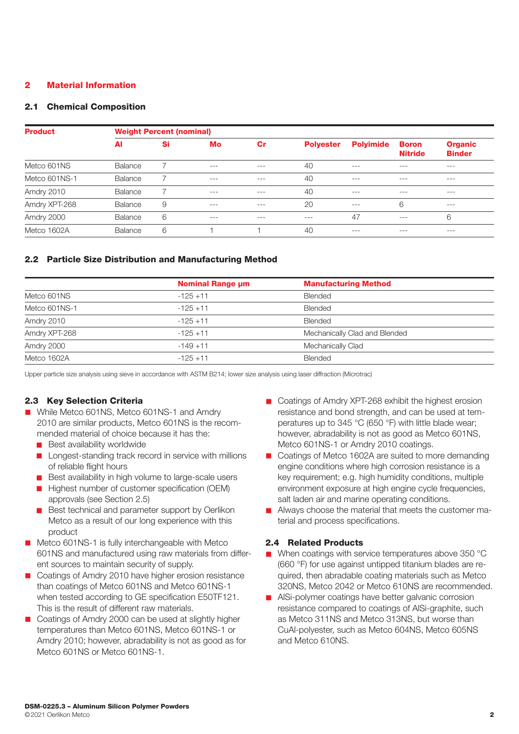## 2 Material Information

### 2.1 Chemical Composition

| Product | Weight Percent (nominal) | | | | | | | |
|---|---|---|---|---|---|---|---|---|
| | Al | Si | Mo | Cr | Polyester | Polyimide | Boron Nitride | Organic Binder |
| Metco 601NS | Balance | 7 | --- | --- | 40 | --- | --- | --- |
| Metco 601NS-1 | Balance | 7 | --- | --- | 40 | --- | --- | --- |
| Amdry 2010 | Balance | 7 | --- | --- | 40 | --- | --- | --- |
| Amdry XPT-268 | Balance | 9 | --- | --- | 20 | --- | 6 | --- |
| Amdry 2000 | Balance | 6 | --- | --- | --- | 47 | --- | 6 |
| Metco 1602A | Balance | 6 | 1 | 1 | 40 | --- | --- | --- |

### 2.2 Particle Size Distribution and Manufacturing Method

| | Nominal Range µm | Manufacturing Method |
|---|---|---|
| Metco 601NS | -125 +11 | Blended |
| Metco 601NS-1 | -125 +11 | Blended |
| Amdry 2010 | -125 +11 | Blended |
| Amdry XPT-268 | -125 +11 | Mechanically Clad and Blended |
| Amdry 2000 | -149 +11 | Mechanically Clad |
| Metco 1602A | -125 +11 | Blended |

Upper particle size analysis using sieve in accordance with ASTM B214; lower size analysis using laser diffraction (Microtrac)

### 2.3 Key Selection Criteria

- While Metco 601NS, Metco 601NS-1 and Amdry 2010 are similar products, Metco 601NS is the recommended material of choice because it has the:
  - Best availability worldwide
  - Longest-standing track record in service with millions of reliable flight hours
  - Best availability in high volume to large-scale users
  - Highest number of customer specification (OEM) approvals (see Section 2.5)
  - Best technical and parameter support by Oerlikon Metco as a result of our long experience with this product
- Metco 601NS-1 is fully interchangeable with Metco 601NS and manufactured using raw materials from different sources to maintain security of supply.
- Coatings of Amdry 2010 have higher erosion resistance than coatings of Metco 601NS and Metco 601NS-1 when tested according to GE specification E50TF121. This is the result of different raw materials.
- Coatings of Amdry 2000 can be used at slightly higher temperatures than Metco 601NS, Metco 601NS-1 or Amdry 2010; however, abradability is not as good as for Metco 601NS or Metco 601NS-1.
- Coatings of Amdry XPT-268 exhibit the highest erosion resistance and bond strength, and can be used at temperatures up to 345 °C (650 °F) with little blade wear; however, abradability is not as good as Metco 601NS, Metco 601NS-1 or Amdry 2010 coatings.
- Coatings of Metco 1602A are suited to more demanding engine conditions where high corrosion resistance is a key requirement; e.g. high humidity conditions, multiple environment exposure at high engine cycle frequencies, salt laden air and marine operating conditions.
- Always choose the material that meets the customer material and process specifications.

### 2.4 Related Products

- When coatings with service temperatures above 350 °C (660 °F) for use against untipped titanium blades are required, then abradable coating materials such as Metco 320NS, Metco 2042 or Metco 610NS are recommended.
- AlSi-polymer coatings have better galvanic corrosion resistance compared to coatings of AlSi-graphite, such as Metco 311NS and Metco 313NS, but worse than CuAl-polyester, such as Metco 604NS, Metco 605NS and Metco 610NS.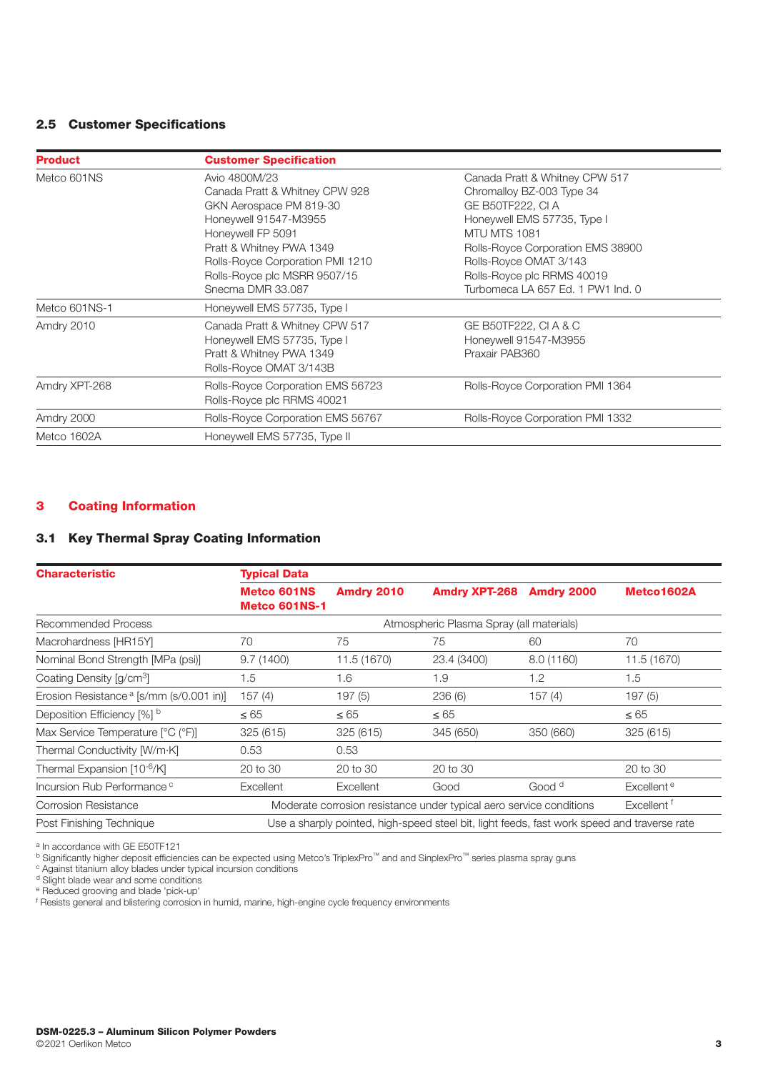### 2.5 Customer Specifications

| Product | Customer Specification | |
|---|---|---|
| Metco 601NS | Avio 4800M/23<br>Canada Pratt & Whitney CPW 928<br>GKN Aerospace PM 819-30<br>Honeywell 91547-M3955<br>Honeywell FP 5091<br>Pratt & Whitney PWA 1349<br>Rolls-Royce Corporation PMI 1210<br>Rolls-Royce plc MSRR 9507/15<br>Snecma DMR 33.087 | Canada Pratt & Whitney CPW 517<br>Chromalloy BZ-003 Type 34<br>GE B50TF222, Cl A<br>Honeywell EMS 57735, Type I<br>MTU MTS 1081<br>Rolls-Royce Corporation EMS 38900<br>Rolls-Royce OMAT 3/143<br>Rolls-Royce plc RRMS 40019<br>Turbomeca LA 657 Ed. 1 PW1 Ind. 0 |
| Metco 601NS-1 | Honeywell EMS 57735, Type I | |
| Amdry 2010 | Canada Pratt & Whitney CPW 517<br>Honeywell EMS 57735, Type I<br>Pratt & Whitney PWA 1349<br>Rolls-Royce OMAT 3/143B | GE B50TF222, Cl A & C<br>Honeywell 91547-M3955<br>Praxair PAB360 |
| Amdry XPT-268 | Rolls-Royce Corporation EMS 56723<br>Rolls-Royce plc RRMS 40021 | Rolls-Royce Corporation PMI 1364 |
| Amdry 2000 | Rolls-Royce Corporation EMS 56767 | Rolls-Royce Corporation PMI 1332 |
| Metco 1602A | Honeywell EMS 57735, Type II | |

## 3 Coating Information

### 3.1 Key Thermal Spray Coating Information

| Characteristic | Typical Data | | | | |
|---|---|---|---|---|---|
| | Metco 601NS<br>Metco 601NS-1 | Amdry 2010 | Amdry XPT-268 | Amdry 2000 | Metco1602A |
| Recommended Process | Atmospheric Plasma Spray (all materials) | | | | |
| Macrohardness [HR15Y] | 70 | 75 | 75 | 60 | 70 |
| Nominal Bond Strength [MPa (psi)] | 9.7 (1400) | 11.5 (1670) | 23.4 (3400) | 8.0 (1160) | 11.5 (1670) |
| Coating Density [g/cm³] | 1.5 | 1.6 | 1.9 | 1.2 | 1.5 |
| Erosion Resistance [a] [s/mm (s/0.001 in)] | 157 (4) | 197 (5) | 236 (6) | 157 (4) | 197 (5) |
| Deposition Efficiency [%] [b] | ≤ 65 | ≤ 65 | ≤ 65 | | ≤ 65 |
| Max Service Temperature [°C (°F)] | 325 (615) | 325 (615) | 345 (650) | 350 (660) | 325 (615) |
| Thermal Conductivity [W/m·K] | 0.53 | 0.53 | | | |
| Thermal Expansion [$10^{-6}$/K] | 20 to 30 | 20 to 30 | 20 to 30 | | 20 to 30 |
| Incursion Rub Performance [c] | Excellent | Excellent | Good | Good [d] | Excellent [e] |
| Corrosion Resistance | Moderate corrosion resistance under typical aero service conditions | | | | Excellent [f] |
| Post Finishing Technique | Use a sharply pointed, high-speed steel bit, light feeds, fast work speed and traverse rate | | | | |

[a] In accordance with GE E50TF121
[b] Significantly higher deposit efficiencies can be expected using Metco's TriplexPro™ and and SinplexPro™ series plasma spray guns
[c] Against titanium alloy blades under typical incursion conditions
[d] Slight blade wear and some conditions
[e] Reduced grooving and blade 'pick-up'
[f] Resists general and blistering corrosion in humid, marine, high-engine cycle frequency environments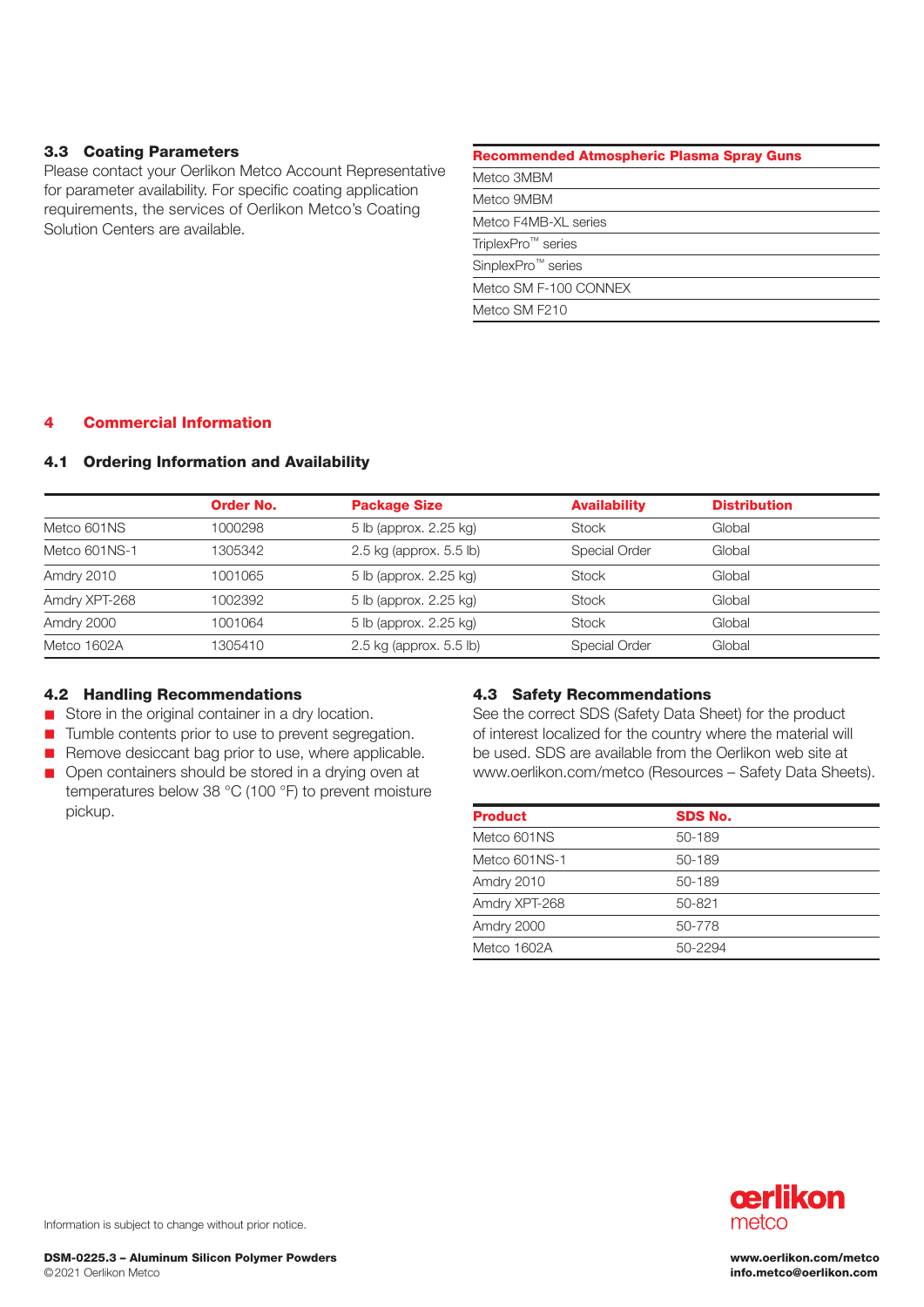### 3.3 Coating Parameters

Please contact your Oerlikon Metco Account Representative for parameter availability. For specific coating application requirements, the services of Oerlikon Metco's Coating Solution Centers are available.

| Recommended Atmospheric Plasma Spray Guns |
|---|
| Metco 3MBM |
| Metco 9MBM |
| Metco F4MB-XL series |
| TriplexPro™ series |
| SinplexPro™ series |
| Metco SM F-100 CONNEX |
| Metco SM F210 |

## 4 Commercial Information

### 4.1 Ordering Information and Availability

| | Order No. | Package Size | Availability | Distribution |
|---|---|---|---|---|
| Metco 601NS | 1000298 | 5 lb (approx. 2.25 kg) | Stock | Global |
| Metco 601NS-1 | 1305342 | 2.5 kg (approx. 5.5 lb) | Special Order | Global |
| Amdry 2010 | 1001065 | 5 lb (approx. 2.25 kg) | Stock | Global |
| Amdry XPT-268 | 1002392 | 5 lb (approx. 2.25 kg) | Stock | Global |
| Amdry 2000 | 1001064 | 5 lb (approx. 2.25 kg) | Stock | Global |
| Metco 1602A | 1305410 | 2.5 kg (approx. 5.5 lb) | Special Order | Global |

### 4.2 Handling Recommendations

- Store in the original container in a dry location.
- Tumble contents prior to use to prevent segregation.
- Remove desiccant bag prior to use, where applicable.
- Open containers should be stored in a drying oven at temperatures below 38 °C (100 °F) to prevent moisture pickup.

### 4.3 Safety Recommendations

See the correct SDS (Safety Data Sheet) for the product of interest localized for the country where the material will be used. SDS are available from the Oerlikon web site at www.oerlikon.com/metco (Resources – Safety Data Sheets).

| Product | SDS No. |
|---|---|
| Metco 601NS | 50-189 |
| Metco 601NS-1 | 50-189 |
| Amdry 2010 | 50-189 |
| Amdry XPT-268 | 50-821 |
| Amdry 2000 | 50-778 |
| Metco 1602A | 50-2294 |

Information is subject to change without prior notice.

**DSM-0225.3 – Aluminum Silicon Polymer Powders**
©2021 Oerlikon Metco

oerlikon metco

**www.oerlikon.com/metco**
**info.metco@oerlikon.com**